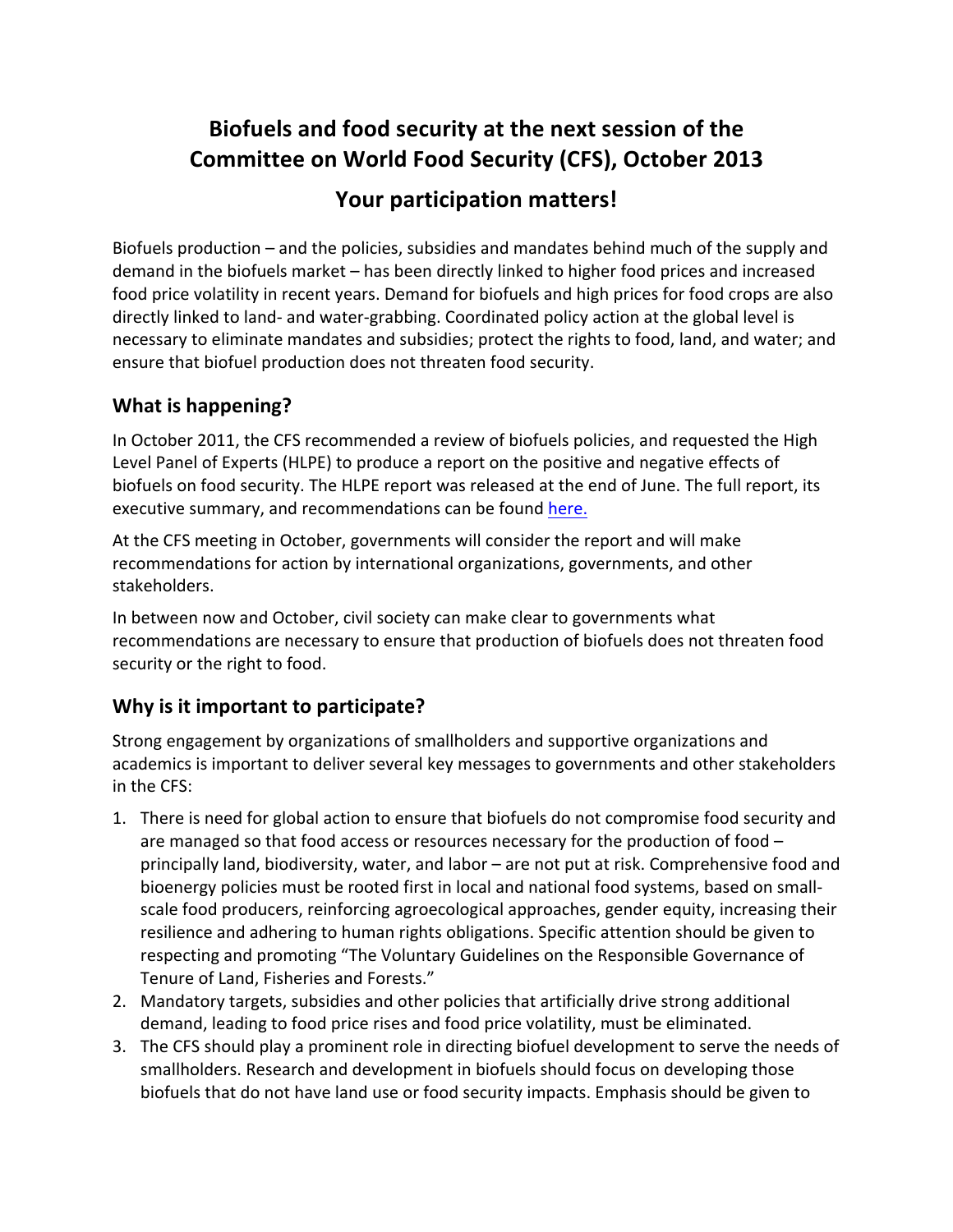# Biofuels and food security at the next session of the Committee on World Food Security (CFS), October 2013

## Your participation matters!

Biofuels production – and the policies, subsidies and mandates behind much of the supply and demand in the biofuels market – has been directly linked to higher food prices and increased food price volatility in recent years. Demand for biofuels and high prices for food crops are also directly linked to land- and water-grabbing. Coordinated policy action at the global level is necessary to eliminate mandates and subsidies; protect the rights to food, land, and water; and ensure that biofuel production does not threaten food security.

### What is happening?

In October 2011, the CFS recommended a review of biofuels policies, and requested the High Level Panel of Experts (HLPE) to produce a report on the positive and negative effects of biofuels on food security. The HLPE report was released at the end of June. The full report, its executive summary, and recommendations can be found here.

At the CFS meeting in October, governments will consider the report and will make recommendations for action by international organizations, governments, and other stakeholders.

In between now and October, civil society can make clear to governments what recommendations are necessary to ensure that production of biofuels does not threaten food security or the right to food.

### Why is it important to participate?

Strong engagement by organizations of smallholders and supportive organizations and academics is important to deliver several key messages to governments and other stakeholders in the CFS:

1. There is need for global action to ensure that biofuels do not compromise food security and are managed so that food access or resources necessary for the production of food – principally land, biodiversity, water, and labor – are not put at risk. Comprehensive food and bioenergy policies must be rooted first in local and national food systems, based on small-scale food producers, reinforcing agroecological approaches, gender equity, increasing their resilience and adhering to human rights obligations. Specific attention should be given to respecting and promoting "The Voluntary Guidelines on the Responsible Governance of Tenure of Land, Fisheries and Forests."
2. Mandatory targets, subsidies and other policies that artificially drive strong additional demand, leading to food price rises and food price volatility, must be eliminated.
3. The CFS should play a prominent role in directing biofuel development to serve the needs of smallholders. Research and development in biofuels should focus on developing those biofuels that do not have land use or food security impacts. Emphasis should be given to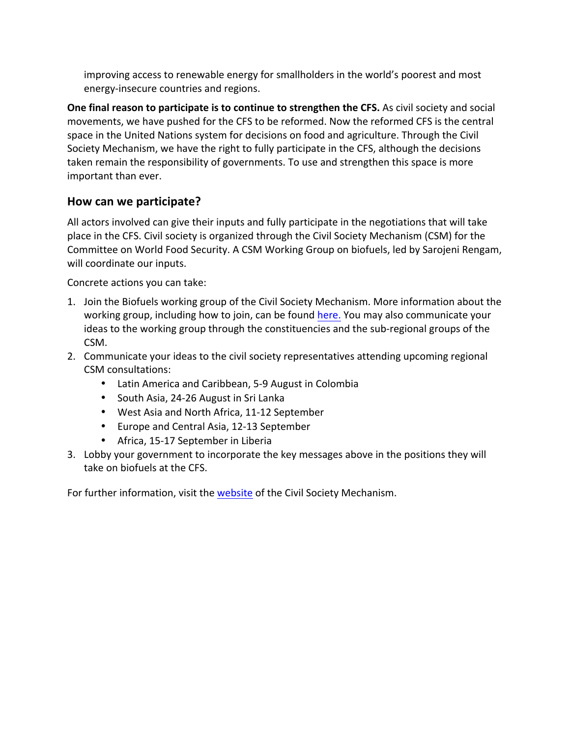improving access to renewable energy for smallholders in the world's poorest and most energy-insecure countries and regions.

**One final reason to participate is to continue to strengthen the CFS.** As civil society and social movements, we have pushed for the CFS to be reformed. Now the reformed CFS is the central space in the United Nations system for decisions on food and agriculture. Through the Civil Society Mechanism, we have the right to fully participate in the CFS, although the decisions taken remain the responsibility of governments. To use and strengthen this space is more important than ever.

## How can we participate?

All actors involved can give their inputs and fully participate in the negotiations that will take place in the CFS. Civil society is organized through the Civil Society Mechanism (CSM) for the Committee on World Food Security. A CSM Working Group on biofuels, led by Sarojeni Rengam, will coordinate our inputs.

Concrete actions you can take:

1. Join the Biofuels working group of the Civil Society Mechanism. More information about the working group, including how to join, can be found here. You may also communicate your ideas to the working group through the constituencies and the sub-regional groups of the CSM.
2. Communicate your ideas to the civil society representatives attending upcoming regional CSM consultations:
   - Latin America and Caribbean, 5-9 August in Colombia
   - South Asia, 24-26 August in Sri Lanka
   - West Asia and North Africa, 11-12 September
   - Europe and Central Asia, 12-13 September
   - Africa, 15-17 September in Liberia
3. Lobby your government to incorporate the key messages above in the positions they will take on biofuels at the CFS.

For further information, visit the website of the Civil Society Mechanism.